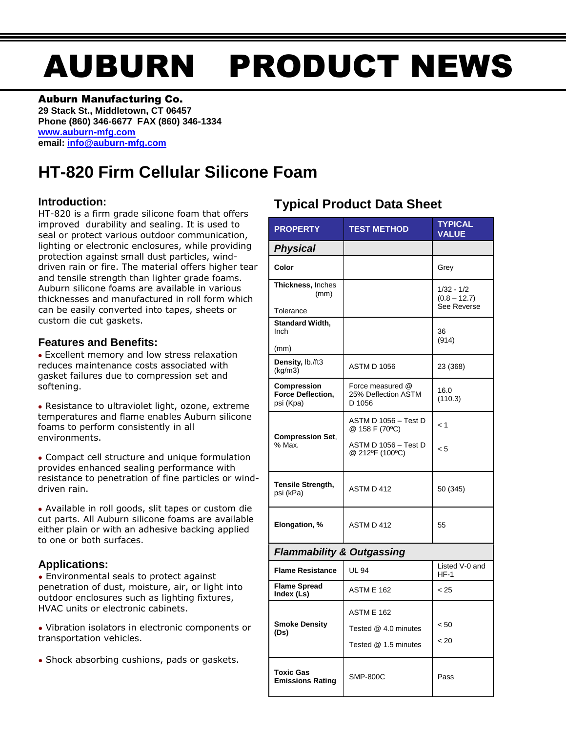# AUBURN PRODUCT NEWS

**Auburn Manufacturing Co.**
**29 Stack St., Middletown, CT 06457**
**Phone (860) 346-6677 FAX (860) 346-1334**
**www.auburn-mfg.com**
**email: info@auburn-mfg.com**

## HT-820 Firm Cellular Silicone Foam

### Introduction:

HT-820 is a firm grade silicone foam that offers improved durability and sealing. It is used to seal or protect various outdoor communication, lighting or electronic enclosures, while providing protection against small dust particles, wind-driven rain or fire. The material offers higher tear and tensile strength than lighter grade foams. Auburn silicone foams are available in various thicknesses and manufactured in roll form which can be easily converted into tapes, sheets or custom die cut gaskets.

### Features and Benefits:

- Excellent memory and low stress relaxation reduces maintenance costs associated with gasket failures due to compression set and softening.
- Resistance to ultraviolet light, ozone, extreme temperatures and flame enables Auburn silicone foams to perform consistently in all environments.
- Compact cell structure and unique formulation provides enhanced sealing performance with resistance to penetration of fine particles or wind-driven rain.
- Available in roll goods, slit tapes or custom die cut parts. All Auburn silicone foams are available either plain or with an adhesive backing applied to one or both surfaces.

### Applications:

- Environmental seals to protect against penetration of dust, moisture, air, or light into outdoor enclosures such as lighting fixtures, HVAC units or electronic cabinets.
- Vibration isolators in electronic components or transportation vehicles.
- Shock absorbing cushions, pads or gaskets.

## Typical Product Data Sheet

| PROPERTY | TEST METHOD | TYPICAL VALUE |
|---|---|---|
| ***Physical*** | | |
| **Color** | | Grey |
| **Thickness,** Inches (mm) Tolerance | | 1/32 - 1/2 (0.8 – 12.7) See Reverse |
| **Standard Width,** Inch (mm) | | 36 (914) |
| **Density,** lb./ft3 (kg/m3) | ASTM D 1056 | 23 (368) |
| **Compression Force Deflection,** psi (Kpa) | Force measured @ 25% Deflection ASTM D 1056 | 16.0 (110.3) |
| **Compression Set,** % Max. | ASTM D 1056 – Test D @ 158 F (70ºC) | < 1 |
| | ASTM D 1056 – Test D @ 212ºF (100ºC) | < 5 |
| **Tensile Strength,** psi (kPa) | ASTM D 412 | 50 (345) |
| **Elongation, %** | ASTM D 412 | 55 |
| ***Flammability & Outgassing*** | | |
| **Flame Resistance** | UL 94 | Listed V-0 and HF-1 |
| **Flame Spread Index (Ls)** | ASTM E 162 | < 25 |
| **Smoke Density (Ds)** | ASTM E 162 Tested @ 4.0 minutes | < 50 |
| | Tested @ 1.5 minutes | < 20 |
| **Toxic Gas Emissions Rating** | SMP-800C | Pass |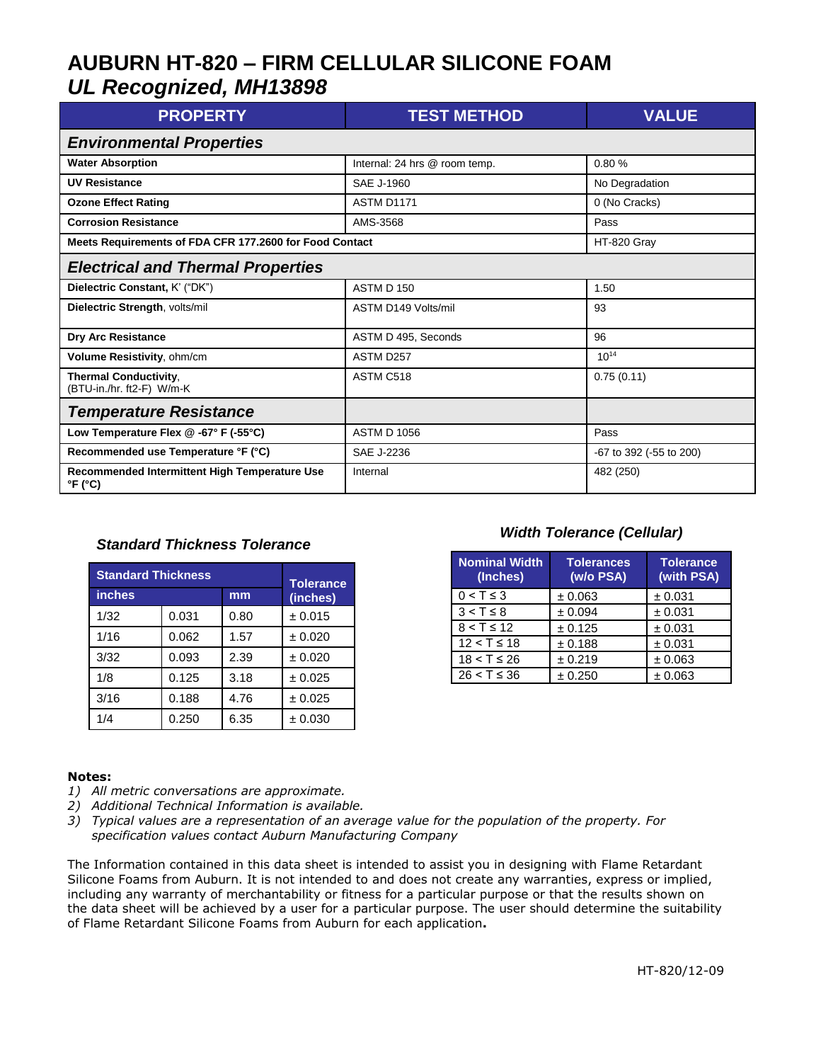# AUBURN HT-820 – FIRM CELLULAR SILICONE FOAM

## *UL Recognized, MH13898*

| PROPERTY | TEST METHOD | VALUE |
|---|---|---|
| ***Environmental Properties*** | | |
| **Water Absorption** | Internal: 24 hrs @ room temp. | 0.80 % |
| **UV Resistance** | SAE J-1960 | No Degradation |
| **Ozone Effect Rating** | ASTM D1171 | 0 (No Cracks) |
| **Corrosion Resistance** | AMS-3568 | Pass |
| **Meets Requirements of FDA CFR 177.2600 for Food Contact** | | HT-820 Gray |
| ***Electrical and Thermal Properties*** | | |
| **Dielectric Constant**, K' ("DK") | ASTM D 150 | 1.50 |
| **Dielectric Strength**, volts/mil | ASTM D149 Volts/mil | 93 |
| **Dry Arc Resistance** | ASTM D 495, Seconds | 96 |
| **Volume Resistivity**, ohm/cm | ASTM D257 | $10^{14}$ |
| **Thermal Conductivity**, (BTU-in./hr. ft2-F) W/m-K | ASTM C518 | 0.75 (0.11) |
| ***Temperature Resistance*** | | |
| **Low Temperature Flex @ -67° F (-55°C)** | ASTM D 1056 | Pass |
| **Recommended use Temperature °F (°C)** | SAE J-2236 | -67 to 392 (-55 to 200) |
| **Recommended Intermittent High Temperature Use °F (°C)** | Internal | 482 (250) |

### *Standard Thickness Tolerance*

| Standard Thickness | | | Tolerance |
|---|---|---|---|
| inches | | mm | (inches) |
| 1/32 | 0.031 | 0.80 | ± 0.015 |
| 1/16 | 0.062 | 1.57 | ± 0.020 |
| 3/32 | 0.093 | 2.39 | ± 0.020 |
| 1/8 | 0.125 | 3.18 | ± 0.025 |
| 3/16 | 0.188 | 4.76 | ± 0.025 |
| 1/4 | 0.250 | 6.35 | ± 0.030 |

### *Width Tolerance (Cellular)*

| Nominal Width (Inches) | Tolerances (w/o PSA) | Tolerance (with PSA) |
|---|---|---|
| $0 < T \leq 3$ | ± 0.063 | ± 0.031 |
| $3 < T \leq 8$ | ± 0.094 | ± 0.031 |
| $8 < T \leq 12$ | ± 0.125 | ± 0.031 |
| $12 < T \leq 18$ | ± 0.188 | ± 0.031 |
| $18 < T \leq 26$ | ± 0.219 | ± 0.063 |
| $26 < T \leq 36$ | ± 0.250 | ± 0.063 |

**Notes:**

1) *All metric conversations are approximate.*
2) *Additional Technical Information is available.*
3) *Typical values are a representation of an average value for the population of the property. For specification values contact Auburn Manufacturing Company*

The Information contained in this data sheet is intended to assist you in designing with Flame Retardant Silicone Foams from Auburn. It is not intended to and does not create any warranties, express or implied, including any warranty of merchantability or fitness for a particular purpose or that the results shown on the data sheet will be achieved by a user for a particular purpose. The user should determine the suitability of Flame Retardant Silicone Foams from Auburn for each application**.**

HT-820/12-09